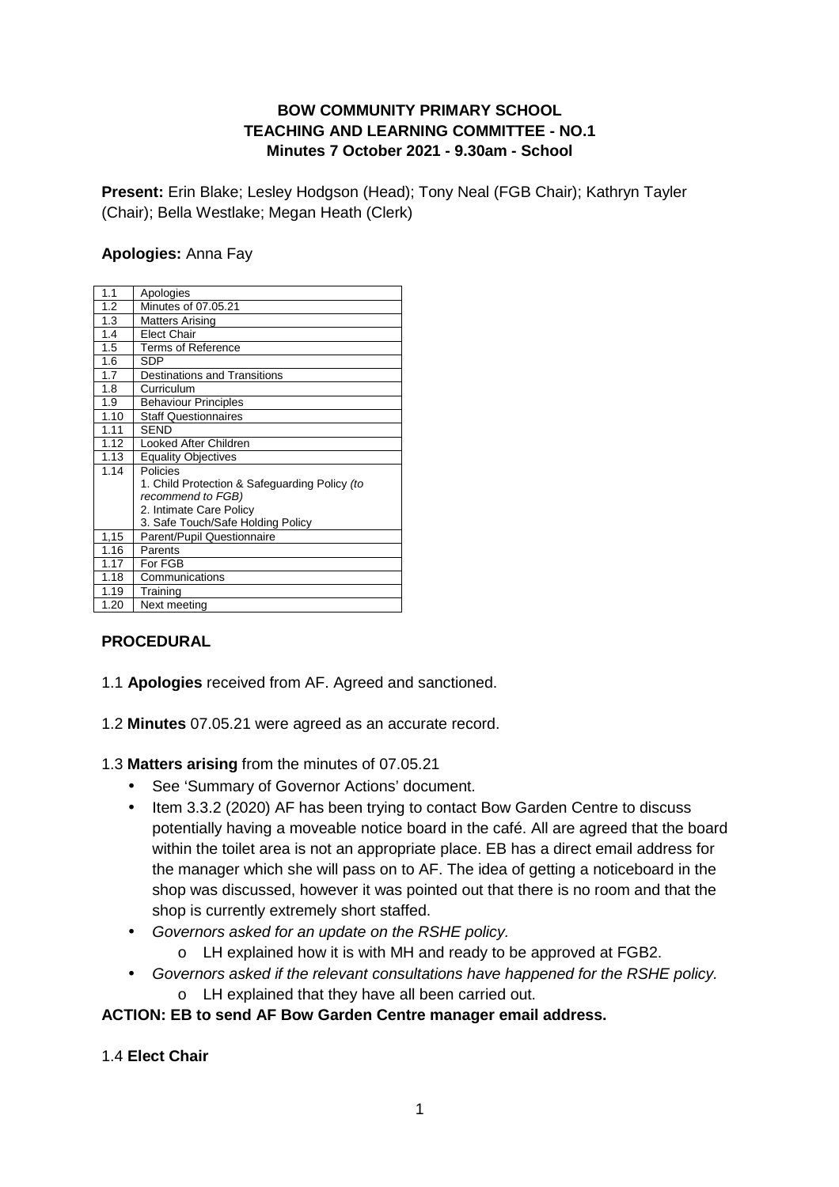**BOW COMMUNITY PRIMARY SCHOOL**
**TEACHING AND LEARNING COMMITTEE - NO.1**
**Minutes 7 October 2021 - 9.30am - School**

**Present:** Erin Blake; Lesley Hodgson (Head); Tony Neal (FGB Chair); Kathryn Tayler (Chair); Bella Westlake; Megan Heath (Clerk)

**Apologies:** Anna Fay

| | |
|---|---|
| 1.1 | Apologies |
| 1.2 | Minutes of 07.05.21 |
| 1.3 | Matters Arising |
| 1.4 | Elect Chair |
| 1.5 | Terms of Reference |
| 1.6 | SDP |
| 1.7 | Destinations and Transitions |
| 1.8 | Curriculum |
| 1.9 | Behaviour Principles |
| 1.10 | Staff Questionnaires |
| 1.11 | SEND |
| 1.12 | Looked After Children |
| 1.13 | Equality Objectives |
| 1.14 | Policies<br>1. Child Protection & Safeguarding Policy *(to recommend to FGB)*<br>2. Intimate Care Policy<br>3. Safe Touch/Safe Holding Policy |
| 1,15 | Parent/Pupil Questionnaire |
| 1.16 | Parents |
| 1.17 | For FGB |
| 1.18 | Communications |
| 1.19 | Training |
| 1.20 | Next meeting |

**PROCEDURAL**

1.1 **Apologies** received from AF. Agreed and sanctioned.

1.2 **Minutes** 07.05.21 were agreed as an accurate record.

1.3 **Matters arising** from the minutes of 07.05.21

- See 'Summary of Governor Actions' document.
- Item 3.3.2 (2020) AF has been trying to contact Bow Garden Centre to discuss potentially having a moveable notice board in the café. All are agreed that the board within the toilet area is not an appropriate place. EB has a direct email address for the manager which she will pass on to AF. The idea of getting a noticeboard in the shop was discussed, however it was pointed out that there is no room and that the shop is currently extremely short staffed.
- *Governors asked for an update on the RSHE policy.*
  - LH explained how it is with MH and ready to be approved at FGB2.
- *Governors asked if the relevant consultations have happened for the RSHE policy.*
  - LH explained that they have all been carried out.

**ACTION: EB to send AF Bow Garden Centre manager email address.**

1.4 **Elect Chair**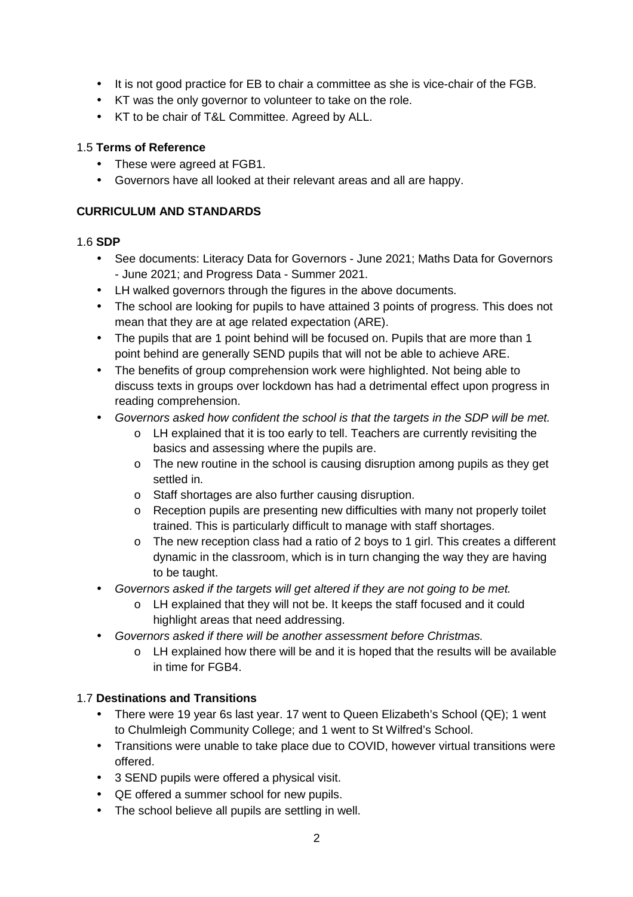- It is not good practice for EB to chair a committee as she is vice-chair of the FGB.
- KT was the only governor to volunteer to take on the role.
- KT to be chair of T&L Committee. Agreed by ALL.

1.5 **Terms of Reference**

- These were agreed at FGB1.
- Governors have all looked at their relevant areas and all are happy.

**CURRICULUM AND STANDARDS**

1.6 **SDP**

- See documents: Literacy Data for Governors - June 2021; Maths Data for Governors - June 2021; and Progress Data - Summer 2021.
- LH walked governors through the figures in the above documents.
- The school are looking for pupils to have attained 3 points of progress. This does not mean that they are at age related expectation (ARE).
- The pupils that are 1 point behind will be focused on. Pupils that are more than 1 point behind are generally SEND pupils that will not be able to achieve ARE.
- The benefits of group comprehension work were highlighted. Not being able to discuss texts in groups over lockdown has had a detrimental effect upon progress in reading comprehension.
- *Governors asked how confident the school is that the targets in the SDP will be met.*
    - LH explained that it is too early to tell. Teachers are currently revisiting the basics and assessing where the pupils are.
    - The new routine in the school is causing disruption among pupils as they get settled in.
    - Staff shortages are also further causing disruption.
    - Reception pupils are presenting new difficulties with many not properly toilet trained. This is particularly difficult to manage with staff shortages.
    - The new reception class had a ratio of 2 boys to 1 girl. This creates a different dynamic in the classroom, which is in turn changing the way they are having to be taught.
- *Governors asked if the targets will get altered if they are not going to be met.*
    - LH explained that they will not be. It keeps the staff focused and it could highlight areas that need addressing.
- *Governors asked if there will be another assessment before Christmas.*
    - LH explained how there will be and it is hoped that the results will be available in time for FGB4.

1.7 **Destinations and Transitions**

- There were 19 year 6s last year. 17 went to Queen Elizabeth's School (QE); 1 went to Chulmleigh Community College; and 1 went to St Wilfred's School.
- Transitions were unable to take place due to COVID, however virtual transitions were offered.
- 3 SEND pupils were offered a physical visit.
- QE offered a summer school for new pupils.
- The school believe all pupils are settling in well.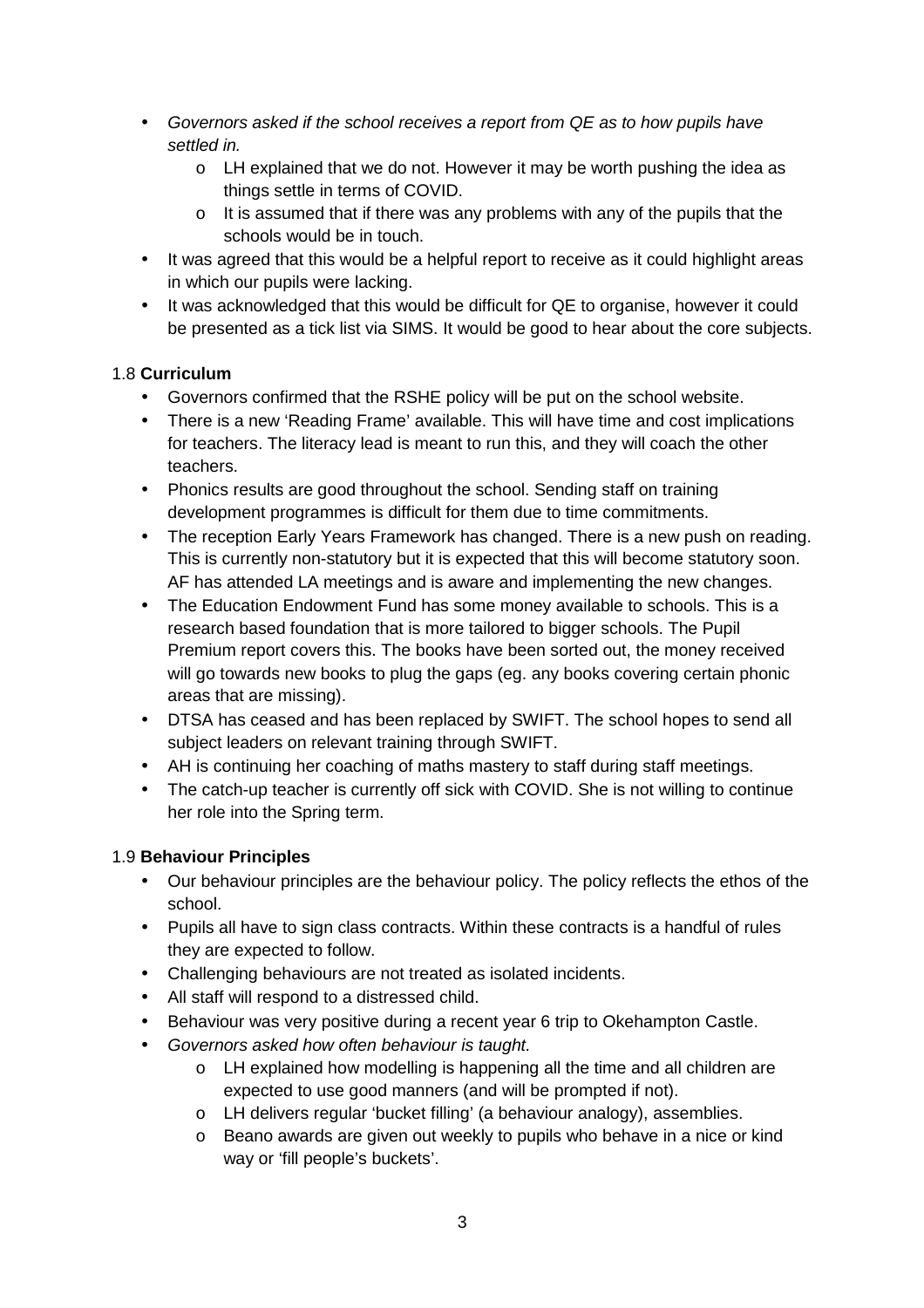- *Governors asked if the school receives a report from QE as to how pupils have settled in.*
    - LH explained that we do not. However it may be worth pushing the idea as things settle in terms of COVID.
    - It is assumed that if there was any problems with any of the pupils that the schools would be in touch.
- It was agreed that this would be a helpful report to receive as it could highlight areas in which our pupils were lacking.
- It was acknowledged that this would be difficult for QE to organise, however it could be presented as a tick list via SIMS. It would be good to hear about the core subjects.

1.8 **Curriculum**

- Governors confirmed that the RSHE policy will be put on the school website.
- There is a new 'Reading Frame' available. This will have time and cost implications for teachers. The literacy lead is meant to run this, and they will coach the other teachers.
- Phonics results are good throughout the school. Sending staff on training development programmes is difficult for them due to time commitments.
- The reception Early Years Framework has changed. There is a new push on reading. This is currently non-statutory but it is expected that this will become statutory soon. AF has attended LA meetings and is aware and implementing the new changes.
- The Education Endowment Fund has some money available to schools. This is a research based foundation that is more tailored to bigger schools. The Pupil Premium report covers this. The books have been sorted out, the money received will go towards new books to plug the gaps (eg. any books covering certain phonic areas that are missing).
- DTSA has ceased and has been replaced by SWIFT. The school hopes to send all subject leaders on relevant training through SWIFT.
- AH is continuing her coaching of maths mastery to staff during staff meetings.
- The catch-up teacher is currently off sick with COVID. She is not willing to continue her role into the Spring term.

1.9 **Behaviour Principles**

- Our behaviour principles are the behaviour policy. The policy reflects the ethos of the school.
- Pupils all have to sign class contracts. Within these contracts is a handful of rules they are expected to follow.
- Challenging behaviours are not treated as isolated incidents.
- All staff will respond to a distressed child.
- Behaviour was very positive during a recent year 6 trip to Okehampton Castle.
- *Governors asked how often behaviour is taught.*
    - LH explained how modelling is happening all the time and all children are expected to use good manners (and will be prompted if not).
    - LH delivers regular 'bucket filling' (a behaviour analogy), assemblies.
    - Beano awards are given out weekly to pupils who behave in a nice or kind way or 'fill people's buckets'.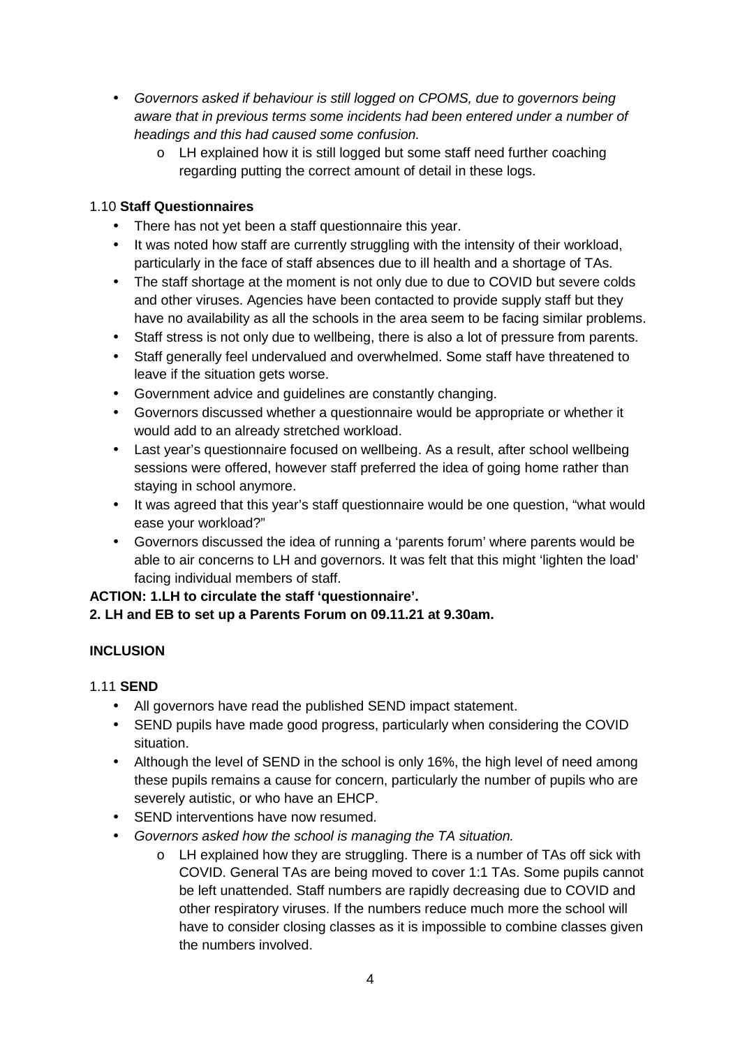- *Governors asked if behaviour is still logged on CPOMS, due to governors being aware that in previous terms some incidents had been entered under a number of headings and this had caused some confusion.*
    - LH explained how it is still logged but some staff need further coaching regarding putting the correct amount of detail in these logs.

1.10 **Staff Questionnaires**

- There has not yet been a staff questionnaire this year.
- It was noted how staff are currently struggling with the intensity of their workload, particularly in the face of staff absences due to ill health and a shortage of TAs.
- The staff shortage at the moment is not only due to due to COVID but severe colds and other viruses. Agencies have been contacted to provide supply staff but they have no availability as all the schools in the area seem to be facing similar problems.
- Staff stress is not only due to wellbeing, there is also a lot of pressure from parents.
- Staff generally feel undervalued and overwhelmed. Some staff have threatened to leave if the situation gets worse.
- Government advice and guidelines are constantly changing.
- Governors discussed whether a questionnaire would be appropriate or whether it would add to an already stretched workload.
- Last year's questionnaire focused on wellbeing. As a result, after school wellbeing sessions were offered, however staff preferred the idea of going home rather than staying in school anymore.
- It was agreed that this year's staff questionnaire would be one question, "what would ease your workload?"
- Governors discussed the idea of running a 'parents forum' where parents would be able to air concerns to LH and governors. It was felt that this might 'lighten the load' facing individual members of staff.

**ACTION: 1.LH to circulate the staff 'questionnaire'.**
**2. LH and EB to set up a Parents Forum on 09.11.21 at 9.30am.**

**INCLUSION**

1.11 **SEND**

- All governors have read the published SEND impact statement.
- SEND pupils have made good progress, particularly when considering the COVID situation.
- Although the level of SEND in the school is only 16%, the high level of need among these pupils remains a cause for concern, particularly the number of pupils who are severely autistic, or who have an EHCP.
- SEND interventions have now resumed.
- *Governors asked how the school is managing the TA situation.*
    - LH explained how they are struggling. There is a number of TAs off sick with COVID. General TAs are being moved to cover 1:1 TAs. Some pupils cannot be left unattended. Staff numbers are rapidly decreasing due to COVID and other respiratory viruses. If the numbers reduce much more the school will have to consider closing classes as it is impossible to combine classes given the numbers involved.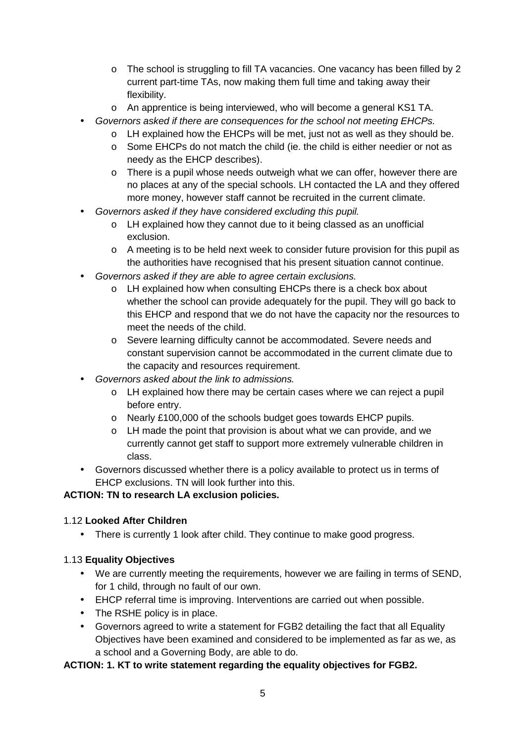- The school is struggling to fill TA vacancies. One vacancy has been filled by 2 current part-time TAs, now making them full time and taking away their flexibility.
  - An apprentice is being interviewed, who will become a general KS1 TA.
- *Governors asked if there are consequences for the school not meeting EHCPs.*
  - LH explained how the EHCPs will be met, just not as well as they should be.
  - Some EHCPs do not match the child (ie. the child is either needier or not as needy as the EHCP describes).
  - There is a pupil whose needs outweigh what we can offer, however there are no places at any of the special schools. LH contacted the LA and they offered more money, however staff cannot be recruited in the current climate.
- *Governors asked if they have considered excluding this pupil.*
  - LH explained how they cannot due to it being classed as an unofficial exclusion.
  - A meeting is to be held next week to consider future provision for this pupil as the authorities have recognised that his present situation cannot continue.
- *Governors asked if they are able to agree certain exclusions.*
  - LH explained how when consulting EHCPs there is a check box about whether the school can provide adequately for the pupil. They will go back to this EHCP and respond that we do not have the capacity nor the resources to meet the needs of the child.
  - Severe learning difficulty cannot be accommodated. Severe needs and constant supervision cannot be accommodated in the current climate due to the capacity and resources requirement.
- *Governors asked about the link to admissions.*
  - LH explained how there may be certain cases where we can reject a pupil before entry.
  - Nearly £100,000 of the schools budget goes towards EHCP pupils.
  - LH made the point that provision is about what we can provide, and we currently cannot get staff to support more extremely vulnerable children in class.
- Governors discussed whether there is a policy available to protect us in terms of EHCP exclusions. TN will look further into this.

**ACTION: TN to research LA exclusion policies.**

1.12 **Looked After Children**

- There is currently 1 look after child. They continue to make good progress.

1.13 **Equality Objectives**

- We are currently meeting the requirements, however we are failing in terms of SEND, for 1 child, through no fault of our own.
- EHCP referral time is improving. Interventions are carried out when possible.
- The RSHE policy is in place.
- Governors agreed to write a statement for FGB2 detailing the fact that all Equality Objectives have been examined and considered to be implemented as far as we, as a school and a Governing Body, are able to do.

**ACTION: 1. KT to write statement regarding the equality objectives for FGB2.**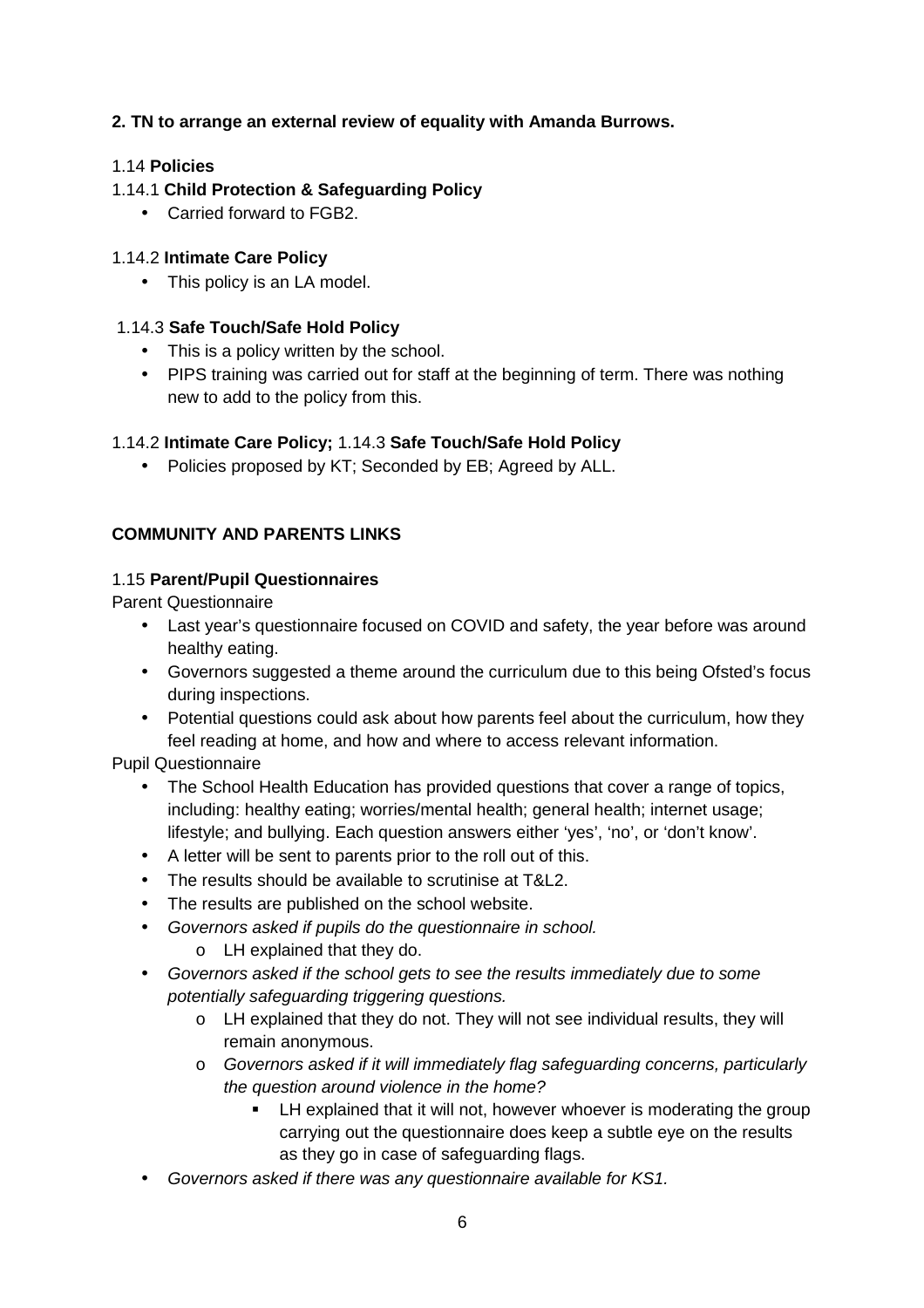**2. TN to arrange an external review of equality with Amanda Burrows.**

1.14 **Policies**

1.14.1 **Child Protection & Safeguarding Policy**

- Carried forward to FGB2.

1.14.2 **Intimate Care Policy**

- This policy is an LA model.

1.14.3 **Safe Touch/Safe Hold Policy**

- This is a policy written by the school.
- PIPS training was carried out for staff at the beginning of term. There was nothing new to add to the policy from this.

1.14.2 **Intimate Care Policy;** 1.14.3 **Safe Touch/Safe Hold Policy**

- Policies proposed by KT; Seconded by EB; Agreed by ALL.

**COMMUNITY AND PARENTS LINKS**

1.15 **Parent/Pupil Questionnaires**

Parent Questionnaire

- Last year's questionnaire focused on COVID and safety, the year before was around healthy eating.
- Governors suggested a theme around the curriculum due to this being Ofsted's focus during inspections.
- Potential questions could ask about how parents feel about the curriculum, how they feel reading at home, and how and where to access relevant information.

Pupil Questionnaire

- The School Health Education has provided questions that cover a range of topics, including: healthy eating; worries/mental health; general health; internet usage; lifestyle; and bullying. Each question answers either 'yes', 'no', or 'don't know'.
- A letter will be sent to parents prior to the roll out of this.
- The results should be available to scrutinise at T&L2.
- The results are published on the school website.
- *Governors asked if pupils do the questionnaire in school.*
    - LH explained that they do.
- *Governors asked if the school gets to see the results immediately due to some potentially safeguarding triggering questions.*
    - LH explained that they do not. They will not see individual results, they will remain anonymous.
    - *Governors asked if it will immediately flag safeguarding concerns, particularly the question around violence in the home?*
        - LH explained that it will not, however whoever is moderating the group carrying out the questionnaire does keep a subtle eye on the results as they go in case of safeguarding flags.
- *Governors asked if there was any questionnaire available for KS1.*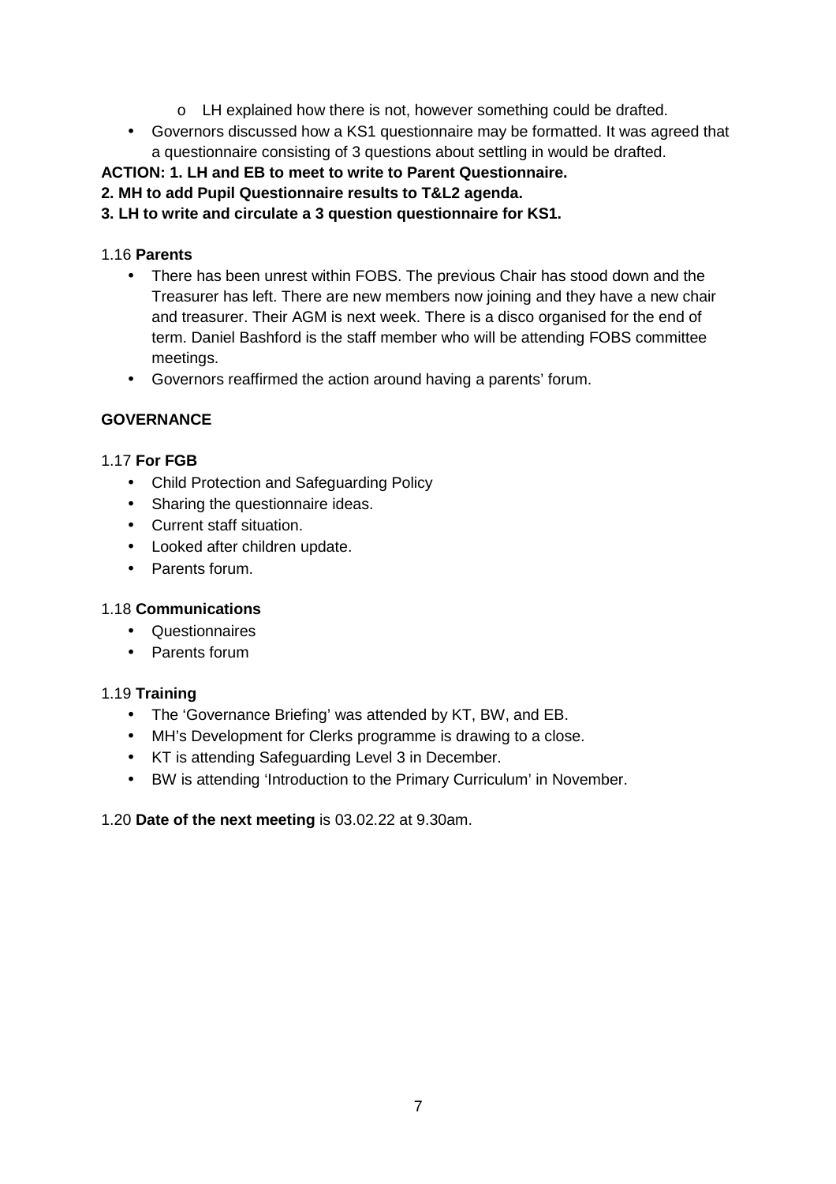- LH explained how there is not, however something could be drafted.
- Governors discussed how a KS1 questionnaire may be formatted. It was agreed that a questionnaire consisting of 3 questions about settling in would be drafted.

**ACTION: 1. LH and EB to meet to write to Parent Questionnaire.**
**2. MH to add Pupil Questionnaire results to T&L2 agenda.**
**3. LH to write and circulate a 3 question questionnaire for KS1.**

1.16 **Parents**

- There has been unrest within FOBS. The previous Chair has stood down and the Treasurer has left. There are new members now joining and they have a new chair and treasurer. Their AGM is next week. There is a disco organised for the end of term. Daniel Bashford is the staff member who will be attending FOBS committee meetings.
- Governors reaffirmed the action around having a parents' forum.

**GOVERNANCE**

1.17 **For FGB**

- Child Protection and Safeguarding Policy
- Sharing the questionnaire ideas.
- Current staff situation.
- Looked after children update.
- Parents forum.

1.18 **Communications**

- Questionnaires
- Parents forum

1.19 **Training**

- The 'Governance Briefing' was attended by KT, BW, and EB.
- MH's Development for Clerks programme is drawing to a close.
- KT is attending Safeguarding Level 3 in December.
- BW is attending 'Introduction to the Primary Curriculum' in November.

1.20 **Date of the next meeting** is 03.02.22 at 9.30am.